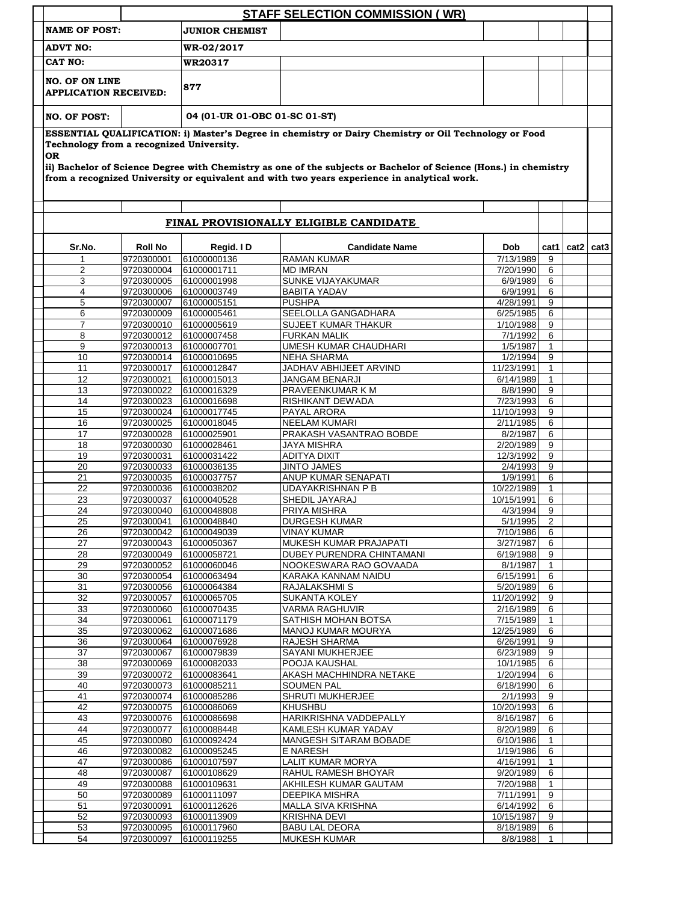# STAFF SELECTION COMMISSION ( WR)

| | |
|---|---|
| **NAME OF POST:** | **JUNIOR CHEMIST** |
| **ADVT NO:** | **WR-02/2017** |
| **CAT NO:** | **WR20317** |
| **NO. OF ON LINE APPLICATION RECEIVED:** | **877** |
| **NO. OF POST:** | **04 (01-UR 01-OBC 01-SC 01-ST)** |

**ESSENTIAL QUALIFICATION: i) Master's Degree in chemistry or Dairy Chemistry or Oil Technology or Food Technology from a recognized University.**

**OR**

**ii) Bachelor of Science Degree with Chemistry as one of the subjects or Bachelor of Science (Hons.) in chemistry from a recognized University or equivalent and with two years experience in analytical work.**

## FINAL PROVISIONALLY ELIGIBLE CANDIDATE

| Sr.No. | Roll No | Regid. I D | Candidate Name | Dob | cat1 | cat2 | cat3 |
|---|---|---|---|---|---|---|---|
| 1 | 9720300001 | 61000000136 | RAMAN KUMAR | 7/13/1989 | 9 | | |
| 2 | 9720300004 | 61000001711 | MD IMRAN | 7/20/1990 | 6 | | |
| 3 | 9720300005 | 61000001998 | SUNKE VIJAYAKUMAR | 6/9/1989 | 6 | | |
| 4 | 9720300006 | 61000003749 | BABITA YADAV | 6/9/1991 | 6 | | |
| 5 | 9720300007 | 61000005151 | PUSHPA | 4/28/1991 | 9 | | |
| 6 | 9720300009 | 61000005461 | SEELOLLA GANGADHARA | 6/25/1985 | 6 | | |
| 7 | 9720300010 | 61000005619 | SUJEET KUMAR THAKUR | 1/10/1988 | 9 | | |
| 8 | 9720300012 | 61000007458 | FURKAN MALIK | 7/1/1992 | 6 | | |
| 9 | 9720300013 | 61000007701 | UMESH KUMAR CHAUDHARI | 1/5/1987 | 1 | | |
| 10 | 9720300014 | 61000010695 | NEHA SHARMA | 1/2/1994 | 9 | | |
| 11 | 9720300017 | 61000012847 | JADHAV ABHIJEET ARVIND | 11/23/1991 | 1 | | |
| 12 | 9720300021 | 61000015013 | JANGAM BENARJI | 6/14/1989 | 1 | | |
| 13 | 9720300022 | 61000016329 | PRAVEENKUMAR K M | 8/8/1990 | 9 | | |
| 14 | 9720300023 | 61000016698 | RISHIKANT DEWADA | 7/23/1993 | 6 | | |
| 15 | 9720300024 | 61000017745 | PAYAL ARORA | 11/10/1993 | 9 | | |
| 16 | 9720300025 | 61000018045 | NEELAM KUMARI | 2/11/1985 | 6 | | |
| 17 | 9720300028 | 61000025901 | PRAKASH VASANTRAO BOBDE | 8/2/1987 | 6 | | |
| 18 | 9720300030 | 61000028461 | JAYA MISHRA | 2/20/1989 | 9 | | |
| 19 | 9720300031 | 61000031422 | ADITYA DIXIT | 12/3/1992 | 9 | | |
| 20 | 9720300033 | 61000036135 | JINTO JAMES | 2/4/1993 | 9 | | |
| 21 | 9720300035 | 61000037757 | ANUP KUMAR SENAPATI | 1/9/1991 | 6 | | |
| 22 | 9720300036 | 61000038202 | UDAYAKRISHNAN P B | 10/22/1989 | 1 | | |
| 23 | 9720300037 | 61000040528 | SHEDIL JAYARAJ | 10/15/1991 | 6 | | |
| 24 | 9720300040 | 61000048808 | PRIYA MISHRA | 4/3/1994 | 9 | | |
| 25 | 9720300041 | 61000048840 | DURGESH KUMAR | 5/1/1995 | 2 | | |
| 26 | 9720300042 | 61000049039 | VINAY KUMAR | 7/10/1986 | 6 | | |
| 27 | 9720300043 | 61000050367 | MUKESH KUMAR PRAJAPATI | 3/27/1987 | 6 | | |
| 28 | 9720300049 | 61000058721 | DUBEY PURENDRA CHINTAMANI | 6/19/1988 | 9 | | |
| 29 | 9720300052 | 61000060046 | NOOKESWARA RAO GOVAADA | 8/1/1987 | 1 | | |
| 30 | 9720300054 | 61000063494 | KARAKA KANNAM NAIDU | 6/15/1991 | 6 | | |
| 31 | 9720300056 | 61000064384 | RAJALAKSHMI S | 5/20/1989 | 6 | | |
| 32 | 9720300057 | 61000065705 | SUKANTA KOLEY | 11/20/1992 | 9 | | |
| 33 | 9720300060 | 61000070435 | VARMA RAGHUVIR | 2/16/1989 | 6 | | |
| 34 | 9720300061 | 61000071179 | SATHISH MOHAN BOTSA | 7/15/1989 | 1 | | |
| 35 | 9720300062 | 61000071686 | MANOJ KUMAR MOURYA | 12/25/1989 | 6 | | |
| 36 | 9720300064 | 61000076928 | RAJESH SHARMA | 6/26/1991 | 9 | | |
| 37 | 9720300067 | 61000079839 | SAYANI MUKHERJEE | 6/23/1989 | 9 | | |
| 38 | 9720300069 | 61000082033 | POOJA KAUSHAL | 10/1/1985 | 6 | | |
| 39 | 9720300072 | 61000083641 | AKASH MACHHINDRA NETAKE | 1/20/1994 | 6 | | |
| 40 | 9720300073 | 61000085211 | SOUMEN PAL | 6/18/1990 | 6 | | |
| 41 | 9720300074 | 61000085286 | SHRUTI MUKHERJEE | 2/1/1993 | 9 | | |
| 42 | 9720300075 | 61000086069 | KHUSHBU | 10/20/1993 | 6 | | |
| 43 | 9720300076 | 61000086698 | HARIKRISHNA VADDEPALLY | 8/16/1987 | 6 | | |
| 44 | 9720300077 | 61000088448 | KAMLESH KUMAR YADAV | 8/20/1989 | 6 | | |
| 45 | 9720300080 | 61000092424 | MANGESH SITARAM BOBADE | 6/10/1986 | 1 | | |
| 46 | 9720300082 | 61000095245 | E NARESH | 1/19/1986 | 6 | | |
| 47 | 9720300086 | 61000107597 | LALIT KUMAR MORYA | 4/16/1991 | 1 | | |
| 48 | 9720300087 | 61000108629 | RAHUL RAMESH BHOYAR | 9/20/1989 | 6 | | |
| 49 | 9720300088 | 61000109631 | AKHILESH KUMAR GAUTAM | 7/20/1988 | 1 | | |
| 50 | 9720300089 | 61000111097 | DEEPIKA MISHRA | 7/11/1991 | 9 | | |
| 51 | 9720300091 | 61000112626 | MALLA SIVA KRISHNA | 6/14/1992 | 6 | | |
| 52 | 9720300093 | 61000113909 | KRISHNA DEVI | 10/15/1987 | 9 | | |
| 53 | 9720300095 | 61000117960 | BABU LAL DEORA | 8/18/1989 | 6 | | |
| 54 | 9720300097 | 61000119255 | MUKESH KUMAR | 8/8/1988 | 1 | | |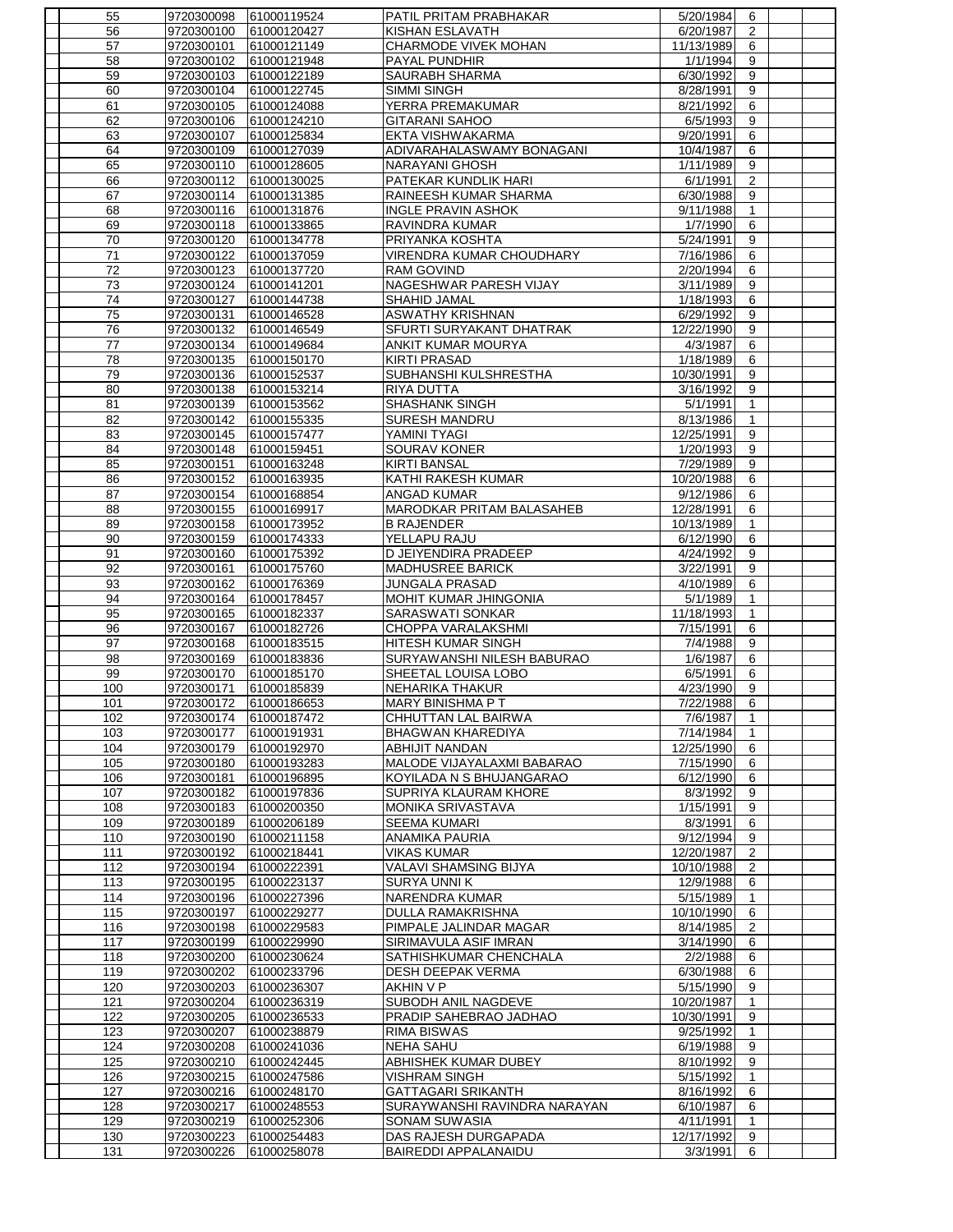|  |  |  |  |  |  |  |  |
|---|---|---|---|---|---|---|---|
| 55 | 9720300098 | 61000119524 | PATIL PRITAM PRABHAKAR | 5/20/1984 | 6 |  |  |
| 56 | 9720300100 | 61000120427 | KISHAN ESLAVATH | 6/20/1987 | 2 |  |  |
| 57 | 9720300101 | 61000121149 | CHARMODE VIVEK MOHAN | 11/13/1989 | 6 |  |  |
| 58 | 9720300102 | 61000121948 | PAYAL PUNDHIR | 1/1/1994 | 9 |  |  |
| 59 | 9720300103 | 61000122189 | SAURABH SHARMA | 6/30/1992 | 9 |  |  |
| 60 | 9720300104 | 61000122745 | SIMMI SINGH | 8/28/1991 | 9 |  |  |
| 61 | 9720300105 | 61000124088 | YERRA PREMAKUMAR | 8/21/1992 | 6 |  |  |
| 62 | 9720300106 | 61000124210 | GITARANI SAHOO | 6/5/1993 | 9 |  |  |
| 63 | 9720300107 | 61000125834 | EKTA VISHWAKARMA | 9/20/1991 | 6 |  |  |
| 64 | 9720300109 | 61000127039 | ADIVARAHALASWAMY BONAGANI | 10/4/1987 | 6 |  |  |
| 65 | 9720300110 | 61000128605 | NARAYANI GHOSH | 1/11/1989 | 9 |  |  |
| 66 | 9720300112 | 61000130025 | PATEKAR KUNDLIK HARI | 6/1/1991 | 2 |  |  |
| 67 | 9720300114 | 61000131385 | RAINEESH KUMAR SHARMA | 6/30/1988 | 9 |  |  |
| 68 | 9720300116 | 61000131876 | INGLE PRAVIN ASHOK | 9/11/1988 | 1 |  |  |
| 69 | 9720300118 | 61000133865 | RAVINDRA KUMAR | 1/7/1990 | 6 |  |  |
| 70 | 9720300120 | 61000134778 | PRIYANKA KOSHTA | 5/24/1991 | 9 |  |  |
| 71 | 9720300122 | 61000137059 | VIRENDRA KUMAR CHOUDHARY | 7/16/1986 | 6 |  |  |
| 72 | 9720300123 | 61000137720 | RAM GOVIND | 2/20/1994 | 6 |  |  |
| 73 | 9720300124 | 61000141201 | NAGESHWAR PARESH VIJAY | 3/11/1989 | 9 |  |  |
| 74 | 9720300127 | 61000144738 | SHAHID JAMAL | 1/18/1993 | 6 |  |  |
| 75 | 9720300131 | 61000146528 | ASWATHY KRISHNAN | 6/29/1992 | 9 |  |  |
| 76 | 9720300132 | 61000146549 | SFURTI SURYAKANT DHATRAK | 12/22/1990 | 9 |  |  |
| 77 | 9720300134 | 61000149684 | ANKIT KUMAR MOURYA | 4/3/1987 | 6 |  |  |
| 78 | 9720300135 | 61000150170 | KIRTI PRASAD | 1/18/1989 | 6 |  |  |
| 79 | 9720300136 | 61000152537 | SUBHANSHI KULSHRESTHA | 10/30/1991 | 9 |  |  |
| 80 | 9720300138 | 61000153214 | RIYA DUTTA | 3/16/1992 | 9 |  |  |
| 81 | 9720300139 | 61000153562 | SHASHANK SINGH | 5/1/1991 | 1 |  |  |
| 82 | 9720300142 | 61000155335 | SURESH MANDRU | 8/13/1986 | 1 |  |  |
| 83 | 9720300145 | 61000157477 | YAMINI TYAGI | 12/25/1991 | 9 |  |  |
| 84 | 9720300148 | 61000159451 | SOURAV KONER | 1/20/1993 | 9 |  |  |
| 85 | 9720300151 | 61000163248 | KIRTI BANSAL | 7/29/1989 | 9 |  |  |
| 86 | 9720300152 | 61000163935 | KATHI RAKESH KUMAR | 10/20/1988 | 6 |  |  |
| 87 | 9720300154 | 61000168854 | ANGAD KUMAR | 9/12/1986 | 6 |  |  |
| 88 | 9720300155 | 61000169917 | MARODKAR PRITAM BALASAHEB | 12/28/1991 | 6 |  |  |
| 89 | 9720300158 | 61000173952 | B RAJENDER | 10/13/1989 | 1 |  |  |
| 90 | 9720300159 | 61000174333 | YELLAPU RAJU | 6/12/1990 | 6 |  |  |
| 91 | 9720300160 | 61000175392 | D JEIYENDIRA PRADEEP | 4/24/1992 | 9 |  |  |
| 92 | 9720300161 | 61000175760 | MADHUSREE BARICK | 3/22/1991 | 9 |  |  |
| 93 | 9720300162 | 61000176369 | JUNGALA PRASAD | 4/10/1989 | 6 |  |  |
| 94 | 9720300164 | 61000178457 | MOHIT KUMAR JHINGONIA | 5/1/1989 | 1 |  |  |
| 95 | 9720300165 | 61000182337 | SARASWATI SONKAR | 11/18/1993 | 1 |  |  |
| 96 | 9720300167 | 61000182726 | CHOPPA VARALAKSHMI | 7/15/1991 | 6 |  |  |
| 97 | 9720300168 | 61000183515 | HITESH KUMAR SINGH | 7/4/1988 | 9 |  |  |
| 98 | 9720300169 | 61000183836 | SURYAWANSHI NILESH BABURAO | 1/6/1987 | 6 |  |  |
| 99 | 9720300170 | 61000185170 | SHEETAL LOUISA LOBO | 6/5/1991 | 6 |  |  |
| 100 | 9720300171 | 61000185839 | NEHARIKA THAKUR | 4/23/1990 | 9 |  |  |
| 101 | 9720300172 | 61000186653 | MARY BINISHMA P T | 7/22/1988 | 6 |  |  |
| 102 | 9720300174 | 61000187472 | CHHUTTAN LAL BAIRWA | 7/6/1987 | 1 |  |  |
| 103 | 9720300177 | 61000191931 | BHAGWAN KHAREDIYA | 7/14/1984 | 1 |  |  |
| 104 | 9720300179 | 61000192970 | ABHIJIT NANDAN | 12/25/1990 | 6 |  |  |
| 105 | 9720300180 | 61000193283 | MALODE VIJAYALAXMI BABARAO | 7/15/1990 | 6 |  |  |
| 106 | 9720300181 | 61000196895 | KOYILADA N S BHUJANGARAO | 6/12/1990 | 6 |  |  |
| 107 | 9720300182 | 61000197836 | SUPRIYA KLAURAM KHORE | 8/3/1992 | 9 |  |  |
| 108 | 9720300183 | 61000200350 | MONIKA SRIVASTAVA | 1/15/1991 | 9 |  |  |
| 109 | 9720300189 | 61000206189 | SEEMA KUMARI | 8/3/1991 | 6 |  |  |
| 110 | 9720300190 | 61000211158 | ANAMIKA PAURIA | 9/12/1994 | 9 |  |  |
| 111 | 9720300192 | 61000218441 | VIKAS KUMAR | 12/20/1987 | 2 |  |  |
| 112 | 9720300194 | 61000222391 | VALAVI SHAMSING BIJYA | 10/10/1988 | 2 |  |  |
| 113 | 9720300195 | 61000223137 | SURYA UNNI K | 12/9/1988 | 6 |  |  |
| 114 | 9720300196 | 61000227396 | NARENDRA KUMAR | 5/15/1989 | 1 |  |  |
| 115 | 9720300197 | 61000229277 | DULLA RAMAKRISHNA | 10/10/1990 | 6 |  |  |
| 116 | 9720300198 | 61000229583 | PIMPALE JALINDAR MAGAR | 8/14/1985 | 2 |  |  |
| 117 | 9720300199 | 61000229990 | SIRIMAVULA ASIF IMRAN | 3/14/1990 | 6 |  |  |
| 118 | 9720300200 | 61000230624 | SATHISHKUMAR CHENCHALA | 2/2/1988 | 6 |  |  |
| 119 | 9720300202 | 61000233796 | DESH DEEPAK VERMA | 6/30/1988 | 6 |  |  |
| 120 | 9720300203 | 61000236307 | AKHIN V P | 5/15/1990 | 9 |  |  |
| 121 | 9720300204 | 61000236319 | SUBODH ANIL NAGDEVE | 10/20/1987 | 1 |  |  |
| 122 | 9720300205 | 61000236533 | PRADIP SAHEBRAO JADHAO | 10/30/1991 | 9 |  |  |
| 123 | 9720300207 | 61000238879 | RIMA BISWAS | 9/25/1992 | 1 |  |  |
| 124 | 9720300208 | 61000241036 | NEHA SAHU | 6/19/1988 | 9 |  |  |
| 125 | 9720300210 | 61000242445 | ABHISHEK KUMAR DUBEY | 8/10/1992 | 9 |  |  |
| 126 | 9720300215 | 61000247586 | VISHRAM SINGH | 5/15/1992 | 1 |  |  |
| 127 | 9720300216 | 61000248170 | GATTAGARI SRIKANTH | 8/16/1992 | 6 |  |  |
| 128 | 9720300217 | 61000248553 | SURAYWANSHI RAVINDRA NARAYAN | 6/10/1987 | 6 |  |  |
| 129 | 9720300219 | 61000252306 | SONAM SUWASIA | 4/11/1991 | 1 |  |  |
| 130 | 9720300223 | 61000254483 | DAS RAJESH DURGAPADA | 12/17/1992 | 9 |  |  |
| 131 | 9720300226 | 61000258078 | BAIREDDI APPALANAIDU | 3/3/1991 | 6 |  |  |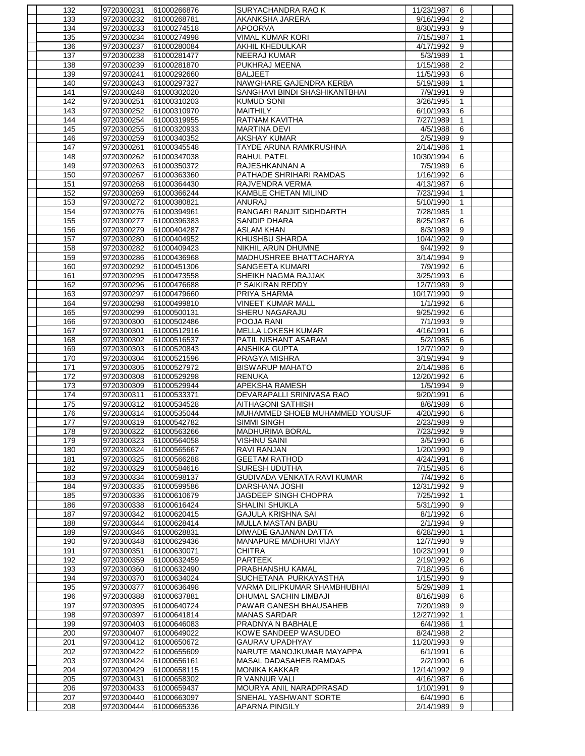| | | | | | | | | |
|---|---|---|---|---|---|---|---|---|
| | 132 | 9720300231 | 61000266876 | SURYACHANDRA RAO K | 11/23/1987 | 6 | | |
| | 133 | 9720300232 | 61000268781 | AKANKSHA JARERA | 9/16/1994 | 2 | | |
| | 134 | 9720300233 | 61000274518 | APOORVA | 8/30/1993 | 9 | | |
| | 135 | 9720300234 | 61000274998 | VIMAL KUMAR KORI | 7/15/1987 | 1 | | |
| | 136 | 9720300237 | 61000280084 | AKHIL KHEDULKAR | 4/17/1992 | 9 | | |
| | 137 | 9720300238 | 61000281477 | NEERAJ KUMAR | 5/3/1989 | 1 | | |
| | 138 | 9720300239 | 61000281870 | PUKHRAJ MEENA | 1/15/1988 | 2 | | |
| | 139 | 9720300241 | 61000292660 | BALJEET | 11/5/1993 | 6 | | |
| | 140 | 9720300243 | 61000297327 | NAWGHARE GAJENDRA KERBA | 5/19/1989 | 1 | | |
| | 141 | 9720300248 | 61000302020 | SANGHAVI BINDI SHASHIKANTBHAI | 7/9/1991 | 9 | | |
| | 142 | 9720300251 | 61000310203 | KUMUD SONI | 3/26/1995 | 1 | | |
| | 143 | 9720300252 | 61000310970 | MAITHILY | 6/10/1993 | 6 | | |
| | 144 | 9720300254 | 61000319955 | RATNAM KAVITHA | 7/27/1989 | 1 | | |
| | 145 | 9720300255 | 61000320933 | MARTINA DEVI | 4/5/1988 | 6 | | |
| | 146 | 9720300259 | 61000340352 | AKSHAY KUMAR | 2/5/1989 | 9 | | |
| | 147 | 9720300261 | 61000345548 | TAYDE ARUNA RAMKRUSHNA | 2/14/1986 | 1 | | |
| | 148 | 9720300262 | 61000347038 | RAHUL PATEL | 10/30/1994 | 6 | | |
| | 149 | 9720300263 | 61000350372 | RAJESHKANNAN A | 7/5/1989 | 6 | | |
| | 150 | 9720300267 | 61000363360 | PATHADE SHRIHARI RAMDAS | 1/16/1992 | 6 | | |
| | 151 | 9720300268 | 61000364430 | RAJVENDRA VERMA | 4/13/1987 | 6 | | |
| | 152 | 9720300269 | 61000366244 | KAMBLE CHETAN MILIND | 7/23/1994 | 1 | | |
| | 153 | 9720300272 | 61000380821 | ANURAJ | 5/10/1990 | 1 | | |
| | 154 | 9720300276 | 61000394961 | RANGARI RANJIT SIDHDARTH | 7/28/1985 | 1 | | |
| | 155 | 9720300277 | 61000396383 | SANDIP DHARA | 8/25/1987 | 6 | | |
| | 156 | 9720300279 | 61000404287 | ASLAM KHAN | 8/3/1989 | 9 | | |
| | 157 | 9720300280 | 61000404952 | KHUSHBU SHARDA | 10/4/1992 | 9 | | |
| | 158 | 9720300282 | 61000409423 | NIKHIL ARUN DHUMNE | 9/4/1992 | 9 | | |
| | 159 | 9720300286 | 61000436968 | MADHUSHREE BHATTACHARYA | 3/14/1994 | 9 | | |
| | 160 | 9720300292 | 61000451306 | SANGEETA KUMARI | 7/9/1992 | 6 | | |
| | 161 | 9720300295 | 61000473558 | SHEIKH NAGMA RAJJAK | 3/25/1993 | 6 | | |
| | 162 | 9720300296 | 61000476688 | P SAIKIRAN REDDY | 12/7/1989 | 9 | | |
| | 163 | 9720300297 | 61000479660 | PRIYA SHARMA | 10/17/1990 | 9 | | |
| | 164 | 9720300298 | 61000499810 | VINEET KUMAR MALL | 1/1/1992 | 6 | | |
| | 165 | 9720300299 | 61000500131 | SHERU NAGARAJU | 9/25/1992 | 6 | | |
| | 166 | 9720300300 | 61000502486 | POOJA RANI | 7/1/1993 | 9 | | |
| | 167 | 9720300301 | 61000512916 | MELLA LOKESH KUMAR | 4/16/1991 | 6 | | |
| | 168 | 9720300302 | 61000516537 | PATIL NISHANT ASARAM | 5/2/1985 | 6 | | |
| | 169 | 9720300303 | 61000520843 | ANSHIKA GUPTA | 12/7/1992 | 9 | | |
| | 170 | 9720300304 | 61000521596 | PRAGYA MISHRA | 3/19/1994 | 9 | | |
| | 171 | 9720300305 | 61000527972 | BISWARUP MAHATO | 2/14/1986 | 6 | | |
| | 172 | 9720300308 | 61000529298 | RENUKA | 12/20/1992 | 6 | | |
| | 173 | 9720300309 | 61000529944 | APEKSHA RAMESH | 1/5/1994 | 9 | | |
| | 174 | 9720300311 | 61000533371 | DEVARAPALLI SRINIVASA RAO | 9/20/1991 | 6 | | |
| | 175 | 9720300312 | 61000534528 | AITHAGONI SATHISH | 8/6/1989 | 6 | | |
| | 176 | 9720300314 | 61000535044 | MUHAMMED SHOEB MUHAMMED YOUSUF | 4/20/1990 | 6 | | |
| | 177 | 9720300319 | 61000542782 | SIMMI SINGH | 2/23/1989 | 9 | | |
| | 178 | 9720300322 | 61000563266 | MADHURIMA BORAL | 7/23/1992 | 9 | | |
| | 179 | 9720300323 | 61000564058 | VISHNU SAINI | 3/5/1990 | 6 | | |
| | 180 | 9720300324 | 61000565667 | RAVI RANJAN | 1/20/1990 | 9 | | |
| | 181 | 9720300325 | 61000566288 | GEETAM RATHOD | 4/24/1991 | 6 | | |
| | 182 | 9720300329 | 61000584616 | SURESH UDUTHA | 7/15/1985 | 6 | | |
| | 183 | 9720300334 | 61000598137 | GUDIVADA VENKATA RAVI KUMAR | 7/4/1992 | 6 | | |
| | 184 | 9720300335 | 61000599586 | DARSHANA JOSHI | 12/31/1992 | 9 | | |
| | 185 | 9720300336 | 61000610679 | JAGDEEP SINGH CHOPRA | 7/25/1992 | 1 | | |
| | 186 | 9720300338 | 61000616424 | SHALINI SHUKLA | 5/31/1990 | 9 | | |
| | 187 | 9720300342 | 61000620415 | GAJULA KRISHNA SAI | 8/1/1992 | 6 | | |
| | 188 | 9720300344 | 61000628414 | MULLA MASTAN BABU | 2/1/1994 | 9 | | |
| | 189 | 9720300346 | 61000628831 | DIWADE GAJANAN DATTA | 6/28/1990 | 1 | | |
| | 190 | 9720300348 | 61000629436 | MANAPURE MADHURI VIJAY | 12/7/1990 | 9 | | |
| | 191 | 9720300351 | 61000630071 | CHITRA | 10/23/1991 | 9 | | |
| | 192 | 9720300359 | 61000632459 | PARTEEK | 2/19/1992 | 6 | | |
| | 193 | 9720300360 | 61000632490 | PRABHANSHU KAMAL | 7/18/1995 | 6 | | |
| | 194 | 9720300370 | 61000634024 | SUCHETANA PURKAYASTHA | 1/15/1990 | 9 | | |
| | 195 | 9720300377 | 61000636498 | VARMA DILIPKUMAR SHAMBHUBHAI | 5/29/1989 | 1 | | |
| | 196 | 9720300388 | 61000637881 | DHUMAL SACHIN LIMBAJI | 8/16/1989 | 6 | | |
| | 197 | 9720300395 | 61000640724 | PAWAR GANESH BHAUSAHEB | 7/20/1989 | 9 | | |
| | 198 | 9720300397 | 61000641814 | MANAS SARDAR | 12/27/1992 | 1 | | |
| | 199 | 9720300403 | 61000646083 | PRADNYA N BABHALE | 6/4/1986 | 1 | | |
| | 200 | 9720300407 | 61000649022 | KOWE SANDEEP WASUDEO | 8/24/1988 | 2 | | |
| | 201 | 9720300412 | 61000650672 | GAURAV UPADHYAY | 11/20/1993 | 9 | | |
| | 202 | 9720300422 | 61000655609 | NARUTE MANOJKUMAR MAYAPPA | 6/1/1991 | 6 | | |
| | 203 | 9720300424 | 61000656161 | MASAL DADASAHEB RAMDAS | 2/2/1990 | 6 | | |
| | 204 | 9720300429 | 61000658115 | MONIKA KAKKAR | 12/14/1992 | 9 | | |
| | 205 | 9720300431 | 61000658302 | R VANNUR VALI | 4/16/1987 | 6 | | |
| | 206 | 9720300433 | 61000659437 | MOURYA ANIL NARADPRASAD | 1/10/1991 | 9 | | |
| | 207 | 9720300440 | 61000663097 | SNEHAL YASHWANT SORTE | 6/4/1990 | 6 | | |
| | 208 | 9720300444 | 61000665336 | APARNA PINGILY | 2/14/1989 | 9 | | |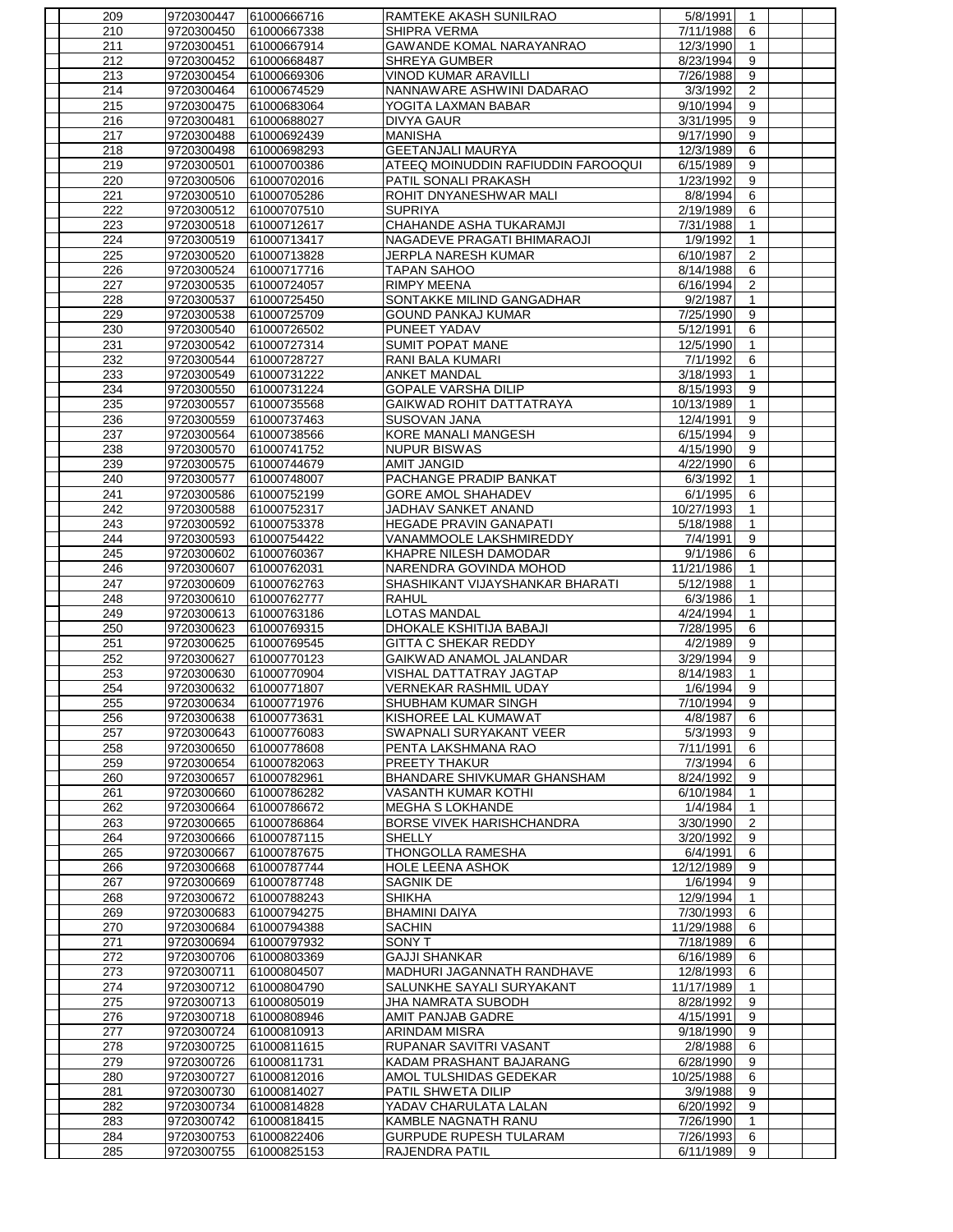| | | | | | | | |
|---|---|---|---|---|---|---|---|
| 209 | 9720300447 | 61000666716 | RAMTEKE AKASH SUNILRAO | 5/8/1991 | 1 | | |
| 210 | 9720300450 | 61000667338 | SHIPRA VERMA | 7/11/1988 | 6 | | |
| 211 | 9720300451 | 61000667914 | GAWANDE KOMAL NARAYANRAO | 12/3/1990 | 1 | | |
| 212 | 9720300452 | 61000668487 | SHREYA GUMBER | 8/23/1994 | 9 | | |
| 213 | 9720300454 | 61000669306 | VINOD KUMAR ARAVILLI | 7/26/1988 | 9 | | |
| 214 | 9720300464 | 61000674529 | NANNAWARE ASHWINI DADARAO | 3/3/1992 | 2 | | |
| 215 | 9720300475 | 61000683064 | YOGITA LAXMAN BABAR | 9/10/1994 | 9 | | |
| 216 | 9720300481 | 61000688027 | DIVYA GAUR | 3/31/1995 | 9 | | |
| 217 | 9720300488 | 61000692439 | MANISHA | 9/17/1990 | 9 | | |
| 218 | 9720300498 | 61000698293 | GEETANJALI MAURYA | 12/3/1989 | 6 | | |
| 219 | 9720300501 | 61000700386 | ATEEQ MOINUDDIN RAFIUDDIN FAROOQUI | 6/15/1989 | 9 | | |
| 220 | 9720300506 | 61000702016 | PATIL SONALI PRAKASH | 1/23/1992 | 9 | | |
| 221 | 9720300510 | 61000705286 | ROHIT DNYANESHWAR MALI | 8/8/1994 | 6 | | |
| 222 | 9720300512 | 61000707510 | SUPRIYA | 2/19/1989 | 6 | | |
| 223 | 9720300518 | 61000712617 | CHAHANDE ASHA TUKARAMJI | 7/31/1988 | 1 | | |
| 224 | 9720300519 | 61000713417 | NAGADEVE PRAGATI BHIMARAOJI | 1/9/1992 | 1 | | |
| 225 | 9720300520 | 61000713828 | JERPLA NARESH KUMAR | 6/10/1987 | 2 | | |
| 226 | 9720300524 | 61000717716 | TAPAN SAHOO | 8/14/1988 | 6 | | |
| 227 | 9720300535 | 61000724057 | RIMPY MEENA | 6/16/1994 | 2 | | |
| 228 | 9720300537 | 61000725450 | SONTAKKE MILIND GANGADHAR | 9/2/1987 | 1 | | |
| 229 | 9720300538 | 61000725709 | GOUND PANKAJ KUMAR | 7/25/1990 | 9 | | |
| 230 | 9720300540 | 61000726502 | PUNEET YADAV | 5/12/1991 | 6 | | |
| 231 | 9720300542 | 61000727314 | SUMIT POPAT MANE | 12/5/1990 | 1 | | |
| 232 | 9720300544 | 61000728727 | RANI BALA KUMARI | 7/1/1992 | 6 | | |
| 233 | 9720300549 | 61000731222 | ANKET MANDAL | 3/18/1993 | 1 | | |
| 234 | 9720300550 | 61000731224 | GOPALE VARSHA DILIP | 8/15/1993 | 9 | | |
| 235 | 9720300557 | 61000735568 | GAIKWAD ROHIT DATTATRAYA | 10/13/1989 | 1 | | |
| 236 | 9720300559 | 61000737463 | SUSOVAN JANA | 12/4/1991 | 9 | | |
| 237 | 9720300564 | 61000738566 | KORE MANALI MANGESH | 6/15/1994 | 9 | | |
| 238 | 9720300570 | 61000741752 | NUPUR BISWAS | 4/15/1990 | 9 | | |
| 239 | 9720300575 | 61000744679 | AMIT JANGID | 4/22/1990 | 6 | | |
| 240 | 9720300577 | 61000748007 | PACHANGE PRADIP BANKAT | 6/3/1992 | 1 | | |
| 241 | 9720300586 | 61000752199 | GORE AMOL SHAHADEV | 6/1/1995 | 6 | | |
| 242 | 9720300588 | 61000752317 | JADHAV SANKET ANAND | 10/27/1993 | 1 | | |
| 243 | 9720300592 | 61000753378 | HEGADE PRAVIN GANAPATI | 5/18/1988 | 1 | | |
| 244 | 9720300593 | 61000754422 | VANAMMOOLE LAKSHMIREDDY | 7/4/1991 | 9 | | |
| 245 | 9720300602 | 61000760367 | KHAPRE NILESH DAMODAR | 9/1/1986 | 6 | | |
| 246 | 9720300607 | 61000762031 | NARENDRA GOVINDA MOHOD | 11/21/1986 | 1 | | |
| 247 | 9720300609 | 61000762763 | SHASHIKANT VIJAYSHANKAR BHARATI | 5/12/1988 | 1 | | |
| 248 | 9720300610 | 61000762777 | RAHUL | 6/3/1986 | 1 | | |
| 249 | 9720300613 | 61000763186 | LOTAS MANDAL | 4/24/1994 | 1 | | |
| 250 | 9720300623 | 61000769315 | DHOKALE KSHITIJA BABAJI | 7/28/1995 | 6 | | |
| 251 | 9720300625 | 61000769545 | GITTA C SHEKAR REDDY | 4/2/1989 | 9 | | |
| 252 | 9720300627 | 61000770123 | GAIKWAD ANAMOL JALANDAR | 3/29/1994 | 9 | | |
| 253 | 9720300630 | 61000770904 | VISHAL DATTATRAY JAGTAP | 8/14/1983 | 1 | | |
| 254 | 9720300632 | 61000771807 | VERNEKAR RASHMIL UDAY | 1/6/1994 | 9 | | |
| 255 | 9720300634 | 61000771976 | SHUBHAM KUMAR SINGH | 7/10/1994 | 9 | | |
| 256 | 9720300638 | 61000773631 | KISHOREE LAL KUMAWAT | 4/8/1987 | 6 | | |
| 257 | 9720300643 | 61000776083 | SWAPNALI SURYAKANT VEER | 5/3/1993 | 9 | | |
| 258 | 9720300650 | 61000778608 | PENTA LAKSHMANA RAO | 7/11/1991 | 6 | | |
| 259 | 9720300654 | 61000782063 | PREETY THAKUR | 7/3/1994 | 6 | | |
| 260 | 9720300657 | 61000782961 | BHANDARE SHIVKUMAR GHANSHAM | 8/24/1992 | 9 | | |
| 261 | 9720300660 | 61000786282 | VASANTH KUMAR KOTHI | 6/10/1984 | 1 | | |
| 262 | 9720300664 | 61000786672 | MEGHA S LOKHANDE | 1/4/1984 | 1 | | |
| 263 | 9720300665 | 61000786864 | BORSE VIVEK HARISHCHANDRA | 3/30/1990 | 2 | | |
| 264 | 9720300666 | 61000787115 | SHELLY | 3/20/1992 | 9 | | |
| 265 | 9720300667 | 61000787675 | THONGOLLA RAMESHA | 6/4/1991 | 6 | | |
| 266 | 9720300668 | 61000787744 | HOLE LEENA ASHOK | 12/12/1989 | 9 | | |
| 267 | 9720300669 | 61000787748 | SAGNIK DE | 1/6/1994 | 9 | | |
| 268 | 9720300672 | 61000788243 | SHIKHA | 12/9/1994 | 1 | | |
| 269 | 9720300683 | 61000794275 | BHAMINI DAIYA | 7/30/1993 | 6 | | |
| 270 | 9720300684 | 61000794388 | SACHIN | 11/29/1988 | 6 | | |
| 271 | 9720300694 | 61000797932 | SONY T | 7/18/1989 | 6 | | |
| 272 | 9720300706 | 61000803369 | GAJJI SHANKAR | 6/16/1989 | 6 | | |
| 273 | 9720300711 | 61000804507 | MADHURI JAGANNATH RANDHAVE | 12/8/1993 | 6 | | |
| 274 | 9720300712 | 61000804790 | SALUNKHE SAYALI SURYAKANT | 11/17/1989 | 1 | | |
| 275 | 9720300713 | 61000805019 | JHA NAMRATA SUBODH | 8/28/1992 | 9 | | |
| 276 | 9720300718 | 61000808946 | AMIT PANJAB GADRE | 4/15/1991 | 9 | | |
| 277 | 9720300724 | 61000810913 | ARINDAM MISRA | 9/18/1990 | 9 | | |
| 278 | 9720300725 | 61000811615 | RUPANAR SAVITRI VASANT | 2/8/1988 | 6 | | |
| 279 | 9720300726 | 61000811731 | KADAM PRASHANT BAJARANG | 6/28/1990 | 9 | | |
| 280 | 9720300727 | 61000812016 | AMOL TULSHIDAS GEDEKAR | 10/25/1988 | 6 | | |
| 281 | 9720300730 | 61000814027 | PATIL SHWETA DILIP | 3/9/1988 | 9 | | |
| 282 | 9720300734 | 61000814828 | YADAV CHARULATA LALAN | 6/20/1992 | 9 | | |
| 283 | 9720300742 | 61000818415 | KAMBLE NAGNATH RANU | 7/26/1990 | 1 | | |
| 284 | 9720300753 | 61000822406 | GURPUDE RUPESH TULARAM | 7/26/1993 | 6 | | |
| 285 | 9720300755 | 61000825153 | RAJENDRA PATIL | 6/11/1989 | 9 | | |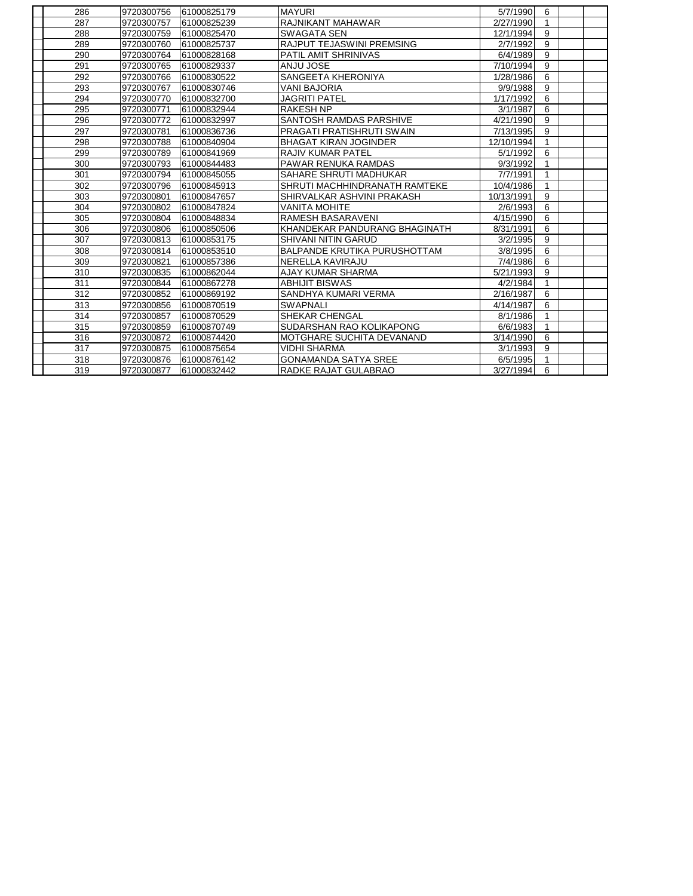| | | | | | | | | |
|---|---|---|---|---|---|---|---|---|
| | 286 | 9720300756 | 61000825179 | MAYURI | 5/7/1990 | 6 | | |
| | 287 | 9720300757 | 61000825239 | RAJNIKANT MAHAWAR | 2/27/1990 | 1 | | |
| | 288 | 9720300759 | 61000825470 | SWAGATA SEN | 12/1/1994 | 9 | | |
| | 289 | 9720300760 | 61000825737 | RAJPUT TEJASWINI PREMSING | 2/7/1992 | 9 | | |
| | 290 | 9720300764 | 61000828168 | PATIL AMIT SHRINIVAS | 6/4/1989 | 9 | | |
| | 291 | 9720300765 | 61000829337 | ANJU JOSE | 7/10/1994 | 9 | | |
| | 292 | 9720300766 | 61000830522 | SANGEETA KHERONIYA | 1/28/1986 | 6 | | |
| | 293 | 9720300767 | 61000830746 | VANI BAJORIA | 9/9/1988 | 9 | | |
| | 294 | 9720300770 | 61000832700 | JAGRITI PATEL | 1/17/1992 | 6 | | |
| | 295 | 9720300771 | 61000832944 | RAKESH NP | 3/1/1987 | 6 | | |
| | 296 | 9720300772 | 61000832997 | SANTOSH RAMDAS PARSHIVE | 4/21/1990 | 9 | | |
| | 297 | 9720300781 | 61000836736 | PRAGATI PRATISHRUTI SWAIN | 7/13/1995 | 9 | | |
| | 298 | 9720300788 | 61000840904 | BHAGAT KIRAN JOGINDER | 12/10/1994 | 1 | | |
| | 299 | 9720300789 | 61000841969 | RAJIV KUMAR PATEL | 5/1/1992 | 6 | | |
| | 300 | 9720300793 | 61000844483 | PAWAR RENUKA RAMDAS | 9/3/1992 | 1 | | |
| | 301 | 9720300794 | 61000845055 | SAHARE SHRUTI MADHUKAR | 7/7/1991 | 1 | | |
| | 302 | 9720300796 | 61000845913 | SHRUTI MACHHINDRANATH RAMTEKE | 10/4/1986 | 1 | | |
| | 303 | 9720300801 | 61000847657 | SHIRVALKAR ASHVINI PRAKASH | 10/13/1991 | 9 | | |
| | 304 | 9720300802 | 61000847824 | VANITA MOHITE | 2/6/1993 | 6 | | |
| | 305 | 9720300804 | 61000848834 | RAMESH BASARAVENI | 4/15/1990 | 6 | | |
| | 306 | 9720300806 | 61000850506 | KHANDEKAR PANDURANG BHAGINATH | 8/31/1991 | 6 | | |
| | 307 | 9720300813 | 61000853175 | SHIVANI NITIN GARUD | 3/2/1995 | 9 | | |
| | 308 | 9720300814 | 61000853510 | BALPANDE KRUTIKA PURUSHOTTAM | 3/8/1995 | 6 | | |
| | 309 | 9720300821 | 61000857386 | NERELLA KAVIRAJU | 7/4/1986 | 6 | | |
| | 310 | 9720300835 | 61000862044 | AJAY KUMAR SHARMA | 5/21/1993 | 9 | | |
| | 311 | 9720300844 | 61000867278 | ABHIJIT BISWAS | 4/2/1984 | 1 | | |
| | 312 | 9720300852 | 61000869192 | SANDHYA KUMARI VERMA | 2/16/1987 | 6 | | |
| | 313 | 9720300856 | 61000870519 | SWAPNALI | 4/14/1987 | 6 | | |
| | 314 | 9720300857 | 61000870529 | SHEKAR CHENGAL | 8/1/1986 | 1 | | |
| | 315 | 9720300859 | 61000870749 | SUDARSHAN RAO KOLIKAPONG | 6/6/1983 | 1 | | |
| | 316 | 9720300872 | 61000874420 | MOTGHARE SUCHITA DEVANAND | 3/14/1990 | 6 | | |
| | 317 | 9720300875 | 61000875654 | VIDHI SHARMA | 3/1/1993 | 9 | | |
| | 318 | 9720300876 | 61000876142 | GONAMANDA SATYA SREE | 6/5/1995 | 1 | | |
| | 319 | 9720300877 | 61000832442 | RADKE RAJAT GULABRAO | 3/27/1994 | 6 | | |